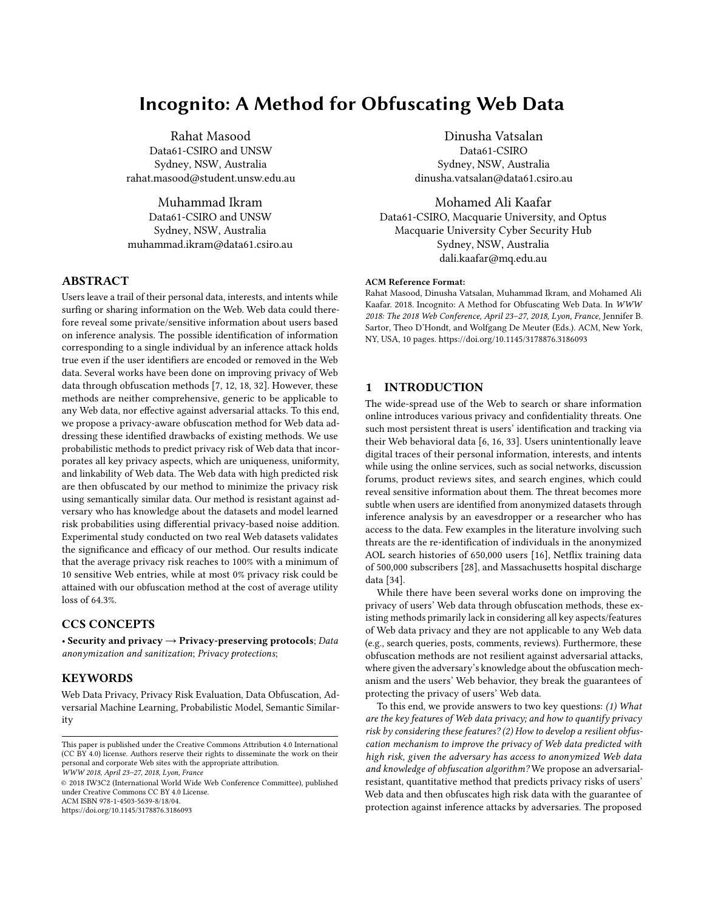# Incognito: A Method for Obfuscating Web Data

Rahat Masood
Data61-CSIRO and UNSW
Sydney, NSW, Australia
rahat.masood@student.unsw.edu.au

Dinusha Vatsalan
Data61-CSIRO
Sydney, NSW, Australia
dinusha.vatsalan@data61.csiro.au

Muhammad Ikram
Data61-CSIRO and UNSW
Sydney, NSW, Australia
muhammad.ikram@data61.csiro.au

Mohamed Ali Kaafar
Data61-CSIRO, Macquarie University, and Optus
Macquarie University Cyber Security Hub
Sydney, NSW, Australia
dali.kaafar@mq.edu.au

## ABSTRACT

Users leave a trail of their personal data, interests, and intents while surfing or sharing information on the Web. Web data could therefore reveal some private/sensitive information about users based on inference analysis. The possible identification of information corresponding to a single individual by an inference attack holds true even if the user identifiers are encoded or removed in the Web data. Several works have been done on improving privacy of Web data through obfuscation methods [7, 12, 18, 32]. However, these methods are neither comprehensive, generic to be applicable to any Web data, nor effective against adversarial attacks. To this end, we propose a privacy-aware obfuscation method for Web data addressing these identified drawbacks of existing methods. We use probabilistic methods to predict privacy risk of Web data that incorporates all key privacy aspects, which are uniqueness, uniformity, and linkability of Web data. The Web data with high predicted risk are then obfuscated by our method to minimize the privacy risk using semantically similar data. Our method is resistant against adversary who has knowledge about the datasets and model learned risk probabilities using differential privacy-based noise addition. Experimental study conducted on two real Web datasets validates the significance and efficacy of our method. Our results indicate that the average privacy risk reaches to 100% with a minimum of 10 sensitive Web entries, while at most 0% privacy risk could be attained with our obfuscation method at the cost of average utility loss of 64.3%.

## CCS CONCEPTS

• **Security and privacy → Privacy-preserving protocols**; *Data anonymization and sanitization*; *Privacy protections*;

## KEYWORDS

Web Data Privacy, Privacy Risk Evaluation, Data Obfuscation, Adversarial Machine Learning, Probabilistic Model, Semantic Similarity

This paper is published under the Creative Commons Attribution 4.0 International (CC BY 4.0) license. Authors reserve their rights to disseminate the work on their personal and corporate Web sites with the appropriate attribution.
*WWW 2018, April 23–27, 2018, Lyon, France*
© 2018 IW3C2 (International World Wide Web Conference Committee), published under Creative Commons CC BY 4.0 License.
ACM ISBN 978-1-4503-5639-8/18/04.
https://doi.org/10.1145/3178876.3186093

**ACM Reference Format:**
Rahat Masood, Dinusha Vatsalan, Muhammad Ikram, and Mohamed Ali Kaafar. 2018. Incognito: A Method for Obfuscating Web Data. In *WWW 2018: The 2018 Web Conference, April 23–27, 2018, Lyon, France,* Jennifer B. Sartor, Theo D'Hondt, and Wolfgang De Meuter (Eds.). ACM, New York, NY, USA, 10 pages. https://doi.org/10.1145/3178876.3186093

## 1 INTRODUCTION

The wide-spread use of the Web to search or share information online introduces various privacy and confidentiality threats. One such most persistent threat is users' identification and tracking via their Web behavioral data [6, 16, 33]. Users unintentionally leave digital traces of their personal information, interests, and intents while using the online services, such as social networks, discussion forums, product reviews sites, and search engines, which could reveal sensitive information about them. The threat becomes more subtle when users are identified from anonymized datasets through inference analysis by an eavesdropper or a researcher who has access to the data. Few examples in the literature involving such threats are the re-identification of individuals in the anonymized AOL search histories of 650,000 users [16], Netflix training data of 500,000 subscribers [28], and Massachusetts hospital discharge data [34].

While there have been several works done on improving the privacy of users' Web data through obfuscation methods, these existing methods primarily lack in considering all key aspects/features of Web data privacy and they are not applicable to any Web data (e.g., search queries, posts, comments, reviews). Furthermore, these obfuscation methods are not resilient against adversarial attacks, where given the adversary's knowledge about the obfuscation mechanism and the users' Web behavior, they break the guarantees of protecting the privacy of users' Web data.

To this end, we provide answers to two key questions: *(1) What are the key features of Web data privacy; and how to quantify privacy risk by considering these features? (2) How to develop a resilient obfuscation mechanism to improve the privacy of Web data predicted with high risk, given the adversary has access to anonymized Web data and knowledge of obfuscation algorithm?* We propose an adversarial-resistant, quantitative method that predicts privacy risks of users' Web data and then obfuscates high risk data with the guarantee of protection against inference attacks by adversaries. The proposed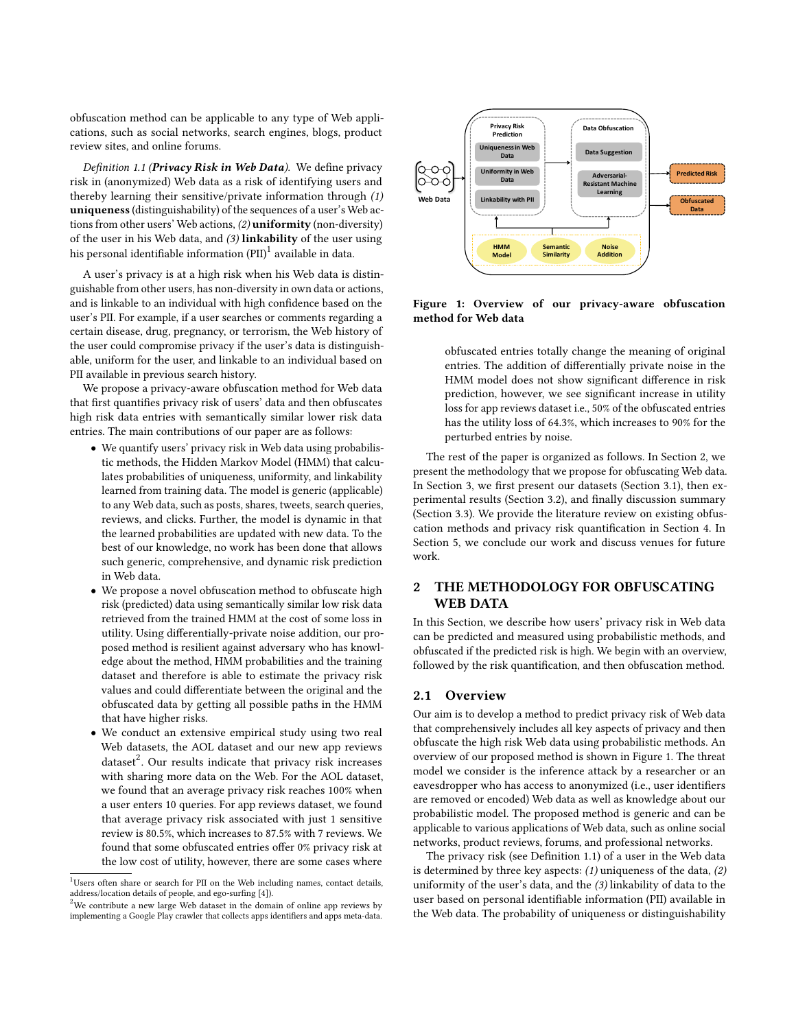obfuscation method can be applicable to any type of Web applications, such as social networks, search engines, blogs, product review sites, and online forums.

*Definition 1.1 (**Privacy Risk in Web Data**).* We define privacy risk in (anonymized) Web data as a risk of identifying users and thereby learning their sensitive/private information through *(1)* **uniqueness** (distinguishability) of the sequences of a user's Web actions from other users' Web actions, *(2)* **uniformity** (non-diversity) of the user in his Web data, and *(3)* **linkability** of the user using his personal identifiable information (PII)[1] available in data.

A user's privacy is at a high risk when his Web data is distinguishable from other users, has non-diversity in own data or actions, and is linkable to an individual with high confidence based on the user's PII. For example, if a user searches or comments regarding a certain disease, drug, pregnancy, or terrorism, the Web history of the user could compromise privacy if the user's data is distinguishable, uniform for the user, and linkable to an individual based on PII available in previous search history.

We propose a privacy-aware obfuscation method for Web data that first quantifies privacy risk of users' data and then obfuscates high risk data entries with semantically similar lower risk data entries. The main contributions of our paper are as follows:

- We quantify users' privacy risk in Web data using probabilistic methods, the Hidden Markov Model (HMM) that calculates probabilities of uniqueness, uniformity, and linkability learned from training data. The model is generic (applicable) to any Web data, such as posts, shares, tweets, search queries, reviews, and clicks. Further, the model is dynamic in that the learned probabilities are updated with new data. To the best of our knowledge, no work has been done that allows such generic, comprehensive, and dynamic risk prediction in Web data.
- We propose a novel obfuscation method to obfuscate high risk (predicted) data using semantically similar low risk data retrieved from the trained HMM at the cost of some loss in utility. Using differentially-private noise addition, our proposed method is resilient against adversary who has knowledge about the method, HMM probabilities and the training dataset and therefore is able to estimate the privacy risk values and could differentiate between the original and the obfuscated data by getting all possible paths in the HMM that have higher risks.
- We conduct an extensive empirical study using two real Web datasets, the AOL dataset and our new app reviews dataset[2]. Our results indicate that privacy risk increases with sharing more data on the Web. For the AOL dataset, we found that an average privacy risk reaches 100% when a user enters 10 queries. For app reviews dataset, we found that average privacy risk associated with just 1 sensitive review is 80.5%, which increases to 87.5% with 7 reviews. We found that some obfuscated entries offer 0% privacy risk at the low cost of utility, however, there are some cases where obfuscated entries totally change the meaning of original entries. The addition of differentially private noise in the HMM model does not show significant difference in risk prediction, however, we see significant increase in utility loss for app reviews dataset i.e., 50% of the obfuscated entries has the utility loss of 64.3%, which increases to 90% for the perturbed entries by noise.

[1] Users often share or search for PII on the Web including names, contact details, address/location details of people, and ego-surfing [4].

[2] We contribute a new large Web dataset in the domain of online app reviews by implementing a Google Play crawler that collects apps identifiers and apps meta-data.

**Figure 1: Overview of our privacy-aware obfuscation method for Web data**

The rest of the paper is organized as follows. In Section 2, we present the methodology that we propose for obfuscating Web data. In Section 3, we first present our datasets (Section 3.1), then experimental results (Section 3.2), and finally discussion summary (Section 3.3). We provide the literature review on existing obfuscation methods and privacy risk quantification in Section 4. In Section 5, we conclude our work and discuss venues for future work.

## 2 THE METHODOLOGY FOR OBFUSCATING WEB DATA

In this Section, we describe how users' privacy risk in Web data can be predicted and measured using probabilistic methods, and obfuscated if the predicted risk is high. We begin with an overview, followed by the risk quantification, and then obfuscation method.

### 2.1 Overview

Our aim is to develop a method to predict privacy risk of Web data that comprehensively includes all key aspects of privacy and then obfuscate the high risk Web data using probabilistic methods. An overview of our proposed method is shown in Figure 1. The threat model we consider is the inference attack by a researcher or an eavesdropper who has access to anonymized (i.e., user identifiers are removed or encoded) Web data as well as knowledge about our probabilistic model. The proposed method is generic and can be applicable to various applications of Web data, such as online social networks, product reviews, forums, and professional networks.

The privacy risk (see Definition 1.1) of a user in the Web data is determined by three key aspects: *(1)* uniqueness of the data, *(2)* uniformity of the user's data, and the *(3)* linkability of data to the user based on personal identifiable information (PII) available in the Web data. The probability of uniqueness or distinguishability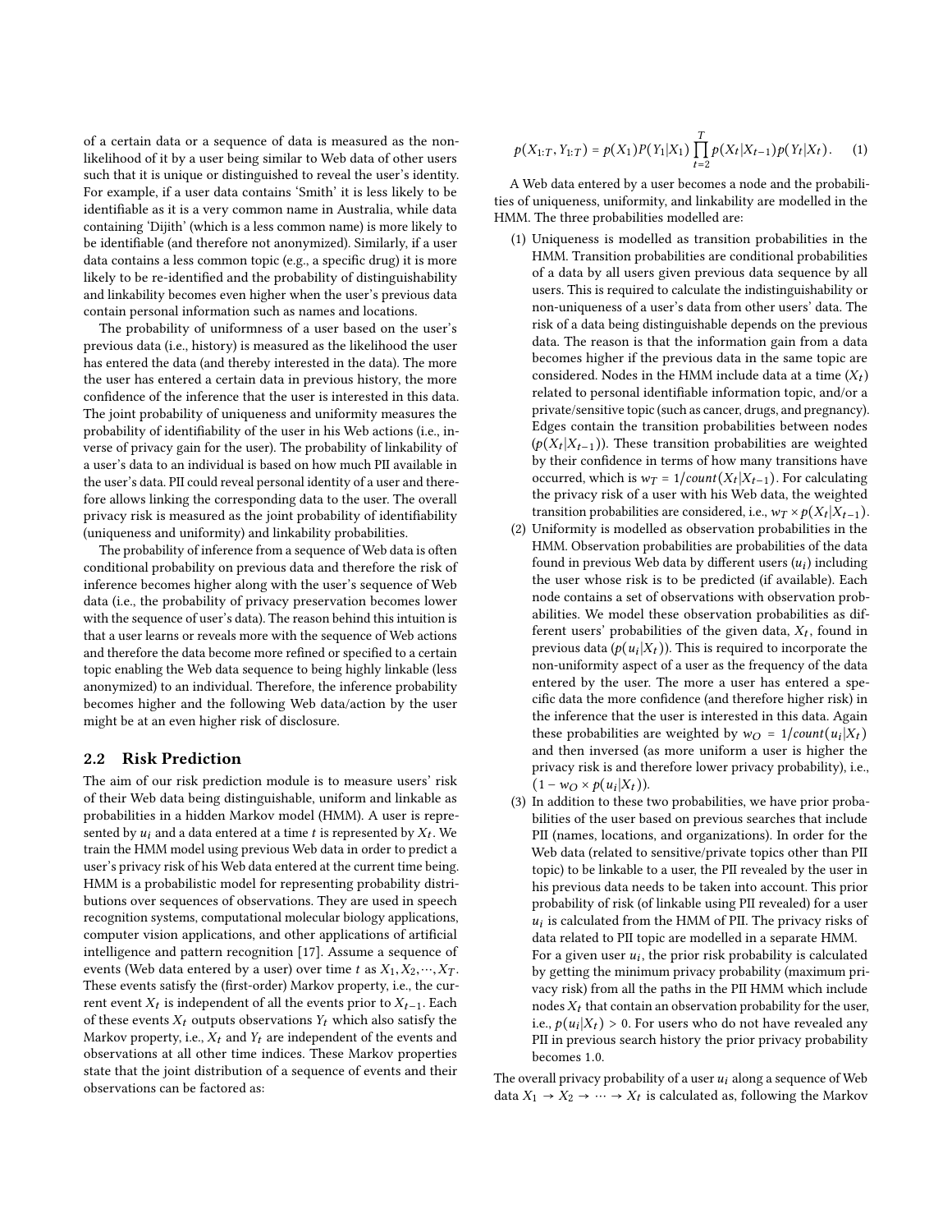of a certain data or a sequence of data is measured as the non-likelihood of it by a user being similar to Web data of other users such that it is unique or distinguished to reveal the user's identity. For example, if a user data contains 'Smith' it is less likely to be identifiable as it is a very common name in Australia, while data containing 'Dijith' (which is a less common name) is more likely to be identifiable (and therefore not anonymized). Similarly, if a user data contains a less common topic (e.g., a specific drug) it is more likely to be re-identified and the probability of distinguishability and linkability becomes even higher when the user's previous data contain personal information such as names and locations.

The probability of uniformness of a user based on the user's previous data (i.e., history) is measured as the likelihood the user has entered the data (and thereby interested in the data). The more the user has entered a certain data in previous history, the more confidence of the inference that the user is interested in this data. The joint probability of uniqueness and uniformity measures the probability of identifiability of the user in his Web actions (i.e., inverse of privacy gain for the user). The probability of linkability of a user's data to an individual is based on how much PII available in the user's data. PII could reveal personal identity of a user and therefore allows linking the corresponding data to the user. The overall privacy risk is measured as the joint probability of identifiability (uniqueness and uniformity) and linkability probabilities.

The probability of inference from a sequence of Web data is often conditional probability on previous data and therefore the risk of inference becomes higher along with the user's sequence of Web data (i.e., the probability of privacy preservation becomes lower with the sequence of user's data). The reason behind this intuition is that a user learns or reveals more with the sequence of Web actions and therefore the data become more refined or specified to a certain topic enabling the Web data sequence to being highly linkable (less anonymized) to an individual. Therefore, the inference probability becomes higher and the following Web data/action by the user might be at an even higher risk of disclosure.

## 2.2 Risk Prediction

The aim of our risk prediction module is to measure users' risk of their Web data being distinguishable, uniform and linkable as probabilities in a hidden Markov model (HMM). A user is represented by $u_i$ and a data entered at a time $t$ is represented by $X_t$. We train the HMM model using previous Web data in order to predict a user's privacy risk of his Web data entered at the current time being. HMM is a probabilistic model for representing probability distributions over sequences of observations. They are used in speech recognition systems, computational molecular biology applications, computer vision applications, and other applications of artificial intelligence and pattern recognition [17]. Assume a sequence of events (Web data entered by a user) over time $t$ as $X_1, X_2, \cdots, X_T$. These events satisfy the (first-order) Markov property, i.e., the current event $X_t$ is independent of all the events prior to $X_{t-1}$. Each of these events $X_t$ outputs observations $Y_t$ which also satisfy the Markov property, i.e., $X_t$ and $Y_t$ are independent of the events and observations at all other time indices. These Markov properties state that the joint distribution of a sequence of events and their observations can be factored as:

$$p(X_{1:T}, Y_{1:T}) = p(X_1)P(Y_1|X_1)\prod_{t=2}^{T} p(X_t|X_{t-1})p(Y_t|X_t). \quad (1)$$

A Web data entered by a user becomes a node and the probabilities of uniqueness, uniformity, and linkability are modelled in the HMM. The three probabilities modelled are:

1. Uniqueness is modelled as transition probabilities in the HMM. Transition probabilities are conditional probabilities of a data by all users given previous data sequence by all users. This is required to calculate the indistinguishability or non-uniqueness of a user's data from other users' data. The risk of a data being distinguishable depends on the previous data. The reason is that the information gain from a data becomes higher if the previous data in the same topic are considered. Nodes in the HMM include data at a time ($X_t$) related to personal identifiable information topic, and/or a private/sensitive topic (such as cancer, drugs, and pregnancy). Edges contain the transition probabilities between nodes ($p(X_t|X_{t-1})$). These transition probabilities are weighted by their confidence in terms of how many transitions have occurred, which is $w_T = 1/count(X_t|X_{t-1})$. For calculating the privacy risk of a user with his Web data, the weighted transition probabilities are considered, i.e., $w_T \times p(X_t|X_{t-1})$.
2. Uniformity is modelled as observation probabilities in the HMM. Observation probabilities are probabilities of the data found in previous Web data by different users ($u_i$) including the user whose risk is to be predicted (if available). Each node contains a set of observations with observation probabilities. We model these observation probabilities as different users' probabilities of the given data, $X_t$, found in previous data ($p(u_i|X_t)$). This is required to incorporate the non-uniformity aspect of a user as the frequency of the data entered by the user. The more a user has entered a specific data the more confidence (and therefore higher risk) in the inference that the user is interested in this data. Again these probabilities are weighted by $w_O = 1/count(u_i|X_t)$ and then inversed (as more uniform a user is higher the privacy risk is and therefore lower privacy probability), i.e., $(1 - w_O \times p(u_i|X_t))$.
3. In addition to these two probabilities, we have prior probabilities of the user based on previous searches that include PII (names, locations, and organizations). In order for the Web data (related to sensitive/private topics other than PII topic) to be linkable to a user, the PII revealed by the user in his previous data needs to be taken into account. This prior probability of risk (of linkable using PII revealed) for a user $u_i$ is calculated from the HMM of PII. The privacy risks of data related to PII topic are modelled in a separate HMM. For a given user $u_i$, the prior risk probability is calculated by getting the minimum privacy probability (maximum privacy risk) from all the paths in the PII HMM which include nodes $X_t$ that contain an observation probability for the user, i.e., $p(u_i|X_t) > 0$. For users who do not have revealed any PII in previous search history the prior privacy probability becomes 1.0.

The overall privacy probability of a user $u_i$ along a sequence of Web data $X_1 \rightarrow X_2 \rightarrow \cdots \rightarrow X_t$ is calculated as, following the Markov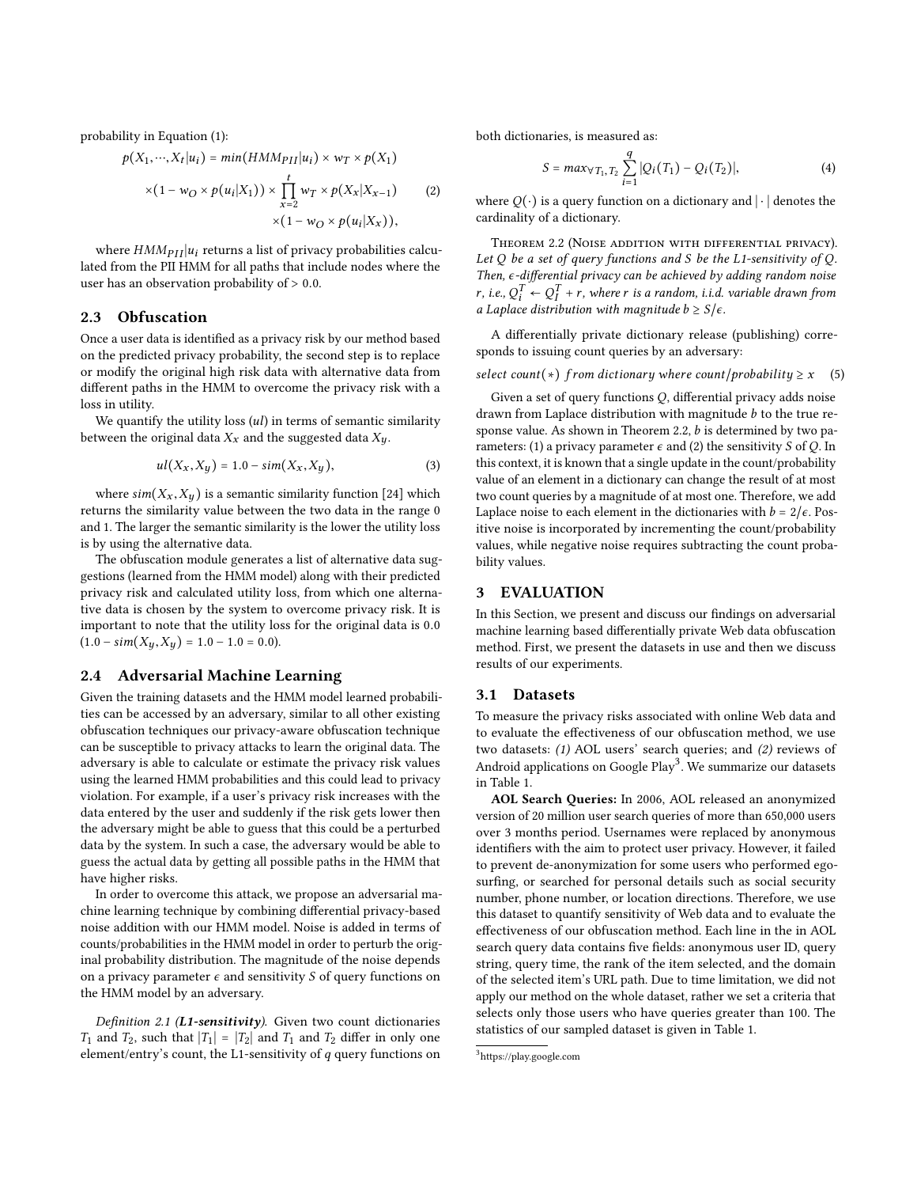probability in Equation (1):

$$p(X_1, \cdots, X_t|u_i) = min(HMM_{PII}|u_i) \times w_T \times p(X_1) \\ \times (1 - w_O \times p(u_i|X_1)) \times \prod_{x=2}^{t} w_T \times p(X_x|X_{x-1}) \\ \times (1 - w_O \times p(u_i|X_x)), \tag{2}$$

where $HMM_{PII}|u_i$ returns a list of privacy probabilities calculated from the PII HMM for all paths that include nodes where the user has an observation probability of $> 0.0$.

## 2.3 Obfuscation

Once a user data is identified as a privacy risk by our method based on the predicted privacy probability, the second step is to replace or modify the original high risk data with alternative data from different paths in the HMM to overcome the privacy risk with a loss in utility.

We quantify the utility loss ($ul$) in terms of semantic similarity between the original data $X_x$ and the suggested data $X_y$.

$$ul(X_x, X_y) = 1.0 - sim(X_x, X_y), \tag{3}$$

where $sim(X_x, X_y)$ is a semantic similarity function [24] which returns the similarity value between the two data in the range 0 and 1. The larger the semantic similarity is the lower the utility loss is by using the alternative data.

The obfuscation module generates a list of alternative data suggestions (learned from the HMM model) along with their predicted privacy risk and calculated utility loss, from which one alternative data is chosen by the system to overcome privacy risk. It is important to note that the utility loss for the original data is 0.0 ($1.0 - sim(X_y, X_y) = 1.0 - 1.0 = 0.0$).

## 2.4 Adversarial Machine Learning

Given the training datasets and the HMM model learned probabilities can be accessed by an adversary, similar to all other existing obfuscation techniques our privacy-aware obfuscation technique can be susceptible to privacy attacks to learn the original data. The adversary is able to calculate or estimate the privacy risk values using the learned HMM probabilities and this could lead to privacy violation. For example, if a user's privacy risk increases with the data entered by the user and suddenly if the risk gets lower then the adversary might be able to guess that this could be a perturbed data by the system. In such a case, the adversary would be able to guess the actual data by getting all possible paths in the HMM that have higher risks.

In order to overcome this attack, we propose an adversarial machine learning technique by combining differential privacy-based noise addition with our HMM model. Noise is added in terms of counts/probabilities in the HMM model in order to perturb the original probability distribution. The magnitude of the noise depends on a privacy parameter $\epsilon$ and sensitivity $S$ of query functions on the HMM model by an adversary.

*Definition 2.1 (**L1-sensitivity**).* Given two count dictionaries $T_1$ and $T_2$, such that $|T_1| = |T_2|$ and $T_1$ and $T_2$ differ in only one element/entry's count, the L1-sensitivity of $q$ query functions on both dictionaries, is measured as:

$$S = max_{\forall T_1, T_2} \sum_{i=1}^{q} |Q_i(T_1) - Q_i(T_2)|, \tag{4}$$

where $Q(\cdot)$ is a query function on a dictionary and $|\cdot|$ denotes the cardinality of a dictionary.

THEOREM 2.2 (NOISE ADDITION WITH DIFFERENTIAL PRIVACY). *Let $Q$ be a set of query functions and $S$ be the L1-sensitivity of $Q$. Then, $\epsilon$-differential privacy can be achieved by adding random noise $r$, i.e., $Q_i^T \leftarrow Q_I^T + r$, where $r$ is a random, i.i.d. variable drawn from a Laplace distribution with magnitude $b \geq S/\epsilon$.*

A differentially private dictionary release (publishing) corresponds to issuing count queries by an adversary:

$$select\ count(*)\ from\ dictionary\ where\ count/probability \geq x \tag{5}$$

Given a set of query functions $Q$, differential privacy adds noise drawn from Laplace distribution with magnitude $b$ to the true response value. As shown in Theorem 2.2, $b$ is determined by two parameters: (1) a privacy parameter $\epsilon$ and (2) the sensitivity $S$ of $Q$. In this context, it is known that a single update in the count/probability value of an element in a dictionary can change the result of at most two count queries by a magnitude of at most one. Therefore, we add Laplace noise to each element in the dictionaries with $b = 2/\epsilon$. Positive noise is incorporated by incrementing the count/probability values, while negative noise requires subtracting the count probability values.

# 3 EVALUATION

In this Section, we present and discuss our findings on adversarial machine learning based differentially private Web data obfuscation method. First, we present the datasets in use and then we discuss results of our experiments.

## 3.1 Datasets

To measure the privacy risks associated with online Web data and to evaluate the effectiveness of our obfuscation method, we use two datasets: *(1)* AOL users' search queries; and *(2)* reviews of Android applications on Google Play[3]. We summarize our datasets in Table 1.

**AOL Search Queries:** In 2006, AOL released an anonymized version of 20 million user search queries of more than 650,000 users over 3 months period. Usernames were replaced by anonymous identifiers with the aim to protect user privacy. However, it failed to prevent de-anonymization for some users who performed egosurfing, or searched for personal details such as social security number, phone number, or location directions. Therefore, we use this dataset to quantify sensitivity of Web data and to evaluate the effectiveness of our obfuscation method. Each line in the in AOL search query data contains five fields: anonymous user ID, query string, query time, the rank of the item selected, and the domain of the selected item's URL path. Due to time limitation, we did not apply our method on the whole dataset, rather we set a criteria that selects only those users who have queries greater than 100. The statistics of our sampled dataset is given in Table 1.

[3] https://play.google.com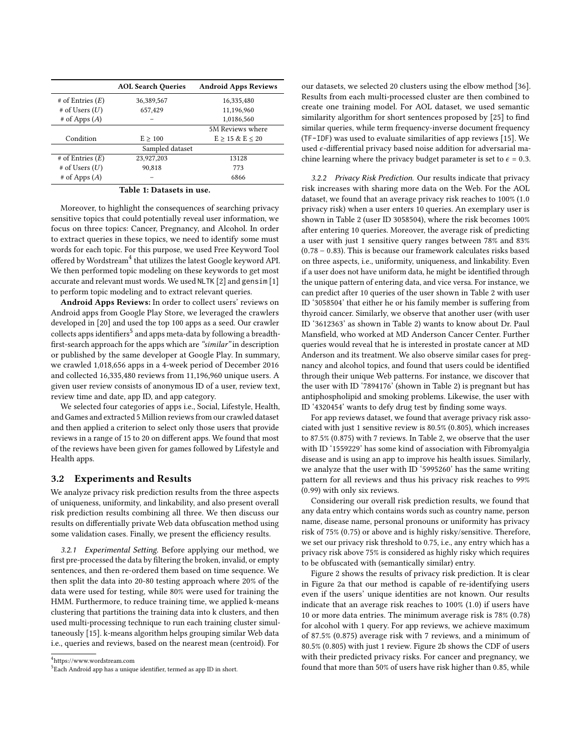| | AOL Search Queries | Android Apps Reviews |
|---|---|---|
| # of Entries ($E$) | 36,389,567 | 16,335,480 |
| # of Users ($U$) | 657,429 | 11,196,960 |
| # of Apps ($A$) | – | 1,0186,560 |
| Condition | E ≥ 100 | 5M Reviews where E ≥ 15 & E ≤ 20 |
| Sampled dataset | | |
| # of Entries ($E$) | 23,927,203 | 13128 |
| # of Users ($U$) | 90,818 | 773 |
| # of Apps ($A$) | – | 6866 |

**Table 1: Datasets in use.**

Moreover, to highlight the consequences of searching privacy sensitive topics that could potentially reveal user information, we focus on three topics: Cancer, Pregnancy, and Alcohol. In order to extract queries in these topics, we need to identify some must words for each topic. For this purpose, we used Free Keyword Tool offered by Wordstream[4] that utilizes the latest Google keyword API. We then performed topic modeling on these keywords to get most accurate and relevant must words. We used NLTK [2] and gensim [1] to perform topic modeling and to extract relevant queries.

**Android Apps Reviews:** In order to collect users' reviews on Android apps from Google Play Store, we leveraged the crawlers developed in [20] and used the top 100 apps as a seed. Our crawler collects apps identifiers[5] and apps meta-data by following a breadth-first-search approach for the apps which are *"similar"* in description or published by the same developer at Google Play. In summary, we crawled 1,018,656 apps in a 4-week period of December 2016 and collected 16,335,480 reviews from 11,196,960 unique users. A given user review consists of anonymous ID of a user, review text, review time and date, app ID, and app category.

We selected four categories of apps i.e., Social, Lifestyle, Health, and Games and extracted 5 Million reviews from our crawled dataset and then applied a criterion to select only those users that provide reviews in a range of 15 to 20 on different apps. We found that most of the reviews have been given for games followed by Lifestyle and Health apps.

## 3.2 Experiments and Results

We analyze privacy risk prediction results from the three aspects of uniqueness, uniformity, and linkability, and also present overall risk prediction results combining all three. We then discuss our results on differentially private Web data obfuscation method using some validation cases. Finally, we present the efficiency results.

*3.2.1 Experimental Setting.* Before applying our method, we first pre-processed the data by filtering the broken, invalid, or empty sentences, and then re-ordered them based on time sequence. We then split the data into 20-80 testing approach where 20% of the data were used for testing, while 80% were used for training the HMM. Furthermore, to reduce training time, we applied k-means clustering that partitions the training data into k clusters, and then used multi-processing technique to run each training cluster simultaneously [15]. k-means algorithm helps grouping similar Web data i.e., queries and reviews, based on the nearest mean (centroid). For our datasets, we selected 20 clusters using the elbow method [36]. Results from each multi-processed cluster are then combined to create one training model. For AOL dataset, we used semantic similarity algorithm for short sentences proposed by [25] to find similar queries, while term frequency-inverse document frequency (TF-IDF) was used to evaluate similarities of app reviews [15]. We used $\epsilon$-differential privacy based noise addition for adversarial machine learning where the privacy budget parameter is set to $\epsilon = 0.3$.

*3.2.2 Privacy Risk Prediction.* Our results indicate that privacy risk increases with sharing more data on the Web. For the AOL dataset, we found that an average privacy risk reaches to 100% (1.0 privacy risk) when a user enters 10 queries. An exemplary user is shown in Table 2 (user ID 3058504), where the risk becomes 100% after entering 10 queries. Moreover, the average risk of predicting a user with just 1 sensitive query ranges between 78% and 83% (0.78 – 0.83). This is because our framework calculates risks based on three aspects, i.e., uniformity, uniqueness, and linkability. Even if a user does not have uniform data, he might be identified through the unique pattern of entering data, and vice versa. For instance, we can predict after 10 queries of the user shown in Table 2 with user ID '3058504' that either he or his family member is suffering from thyroid cancer. Similarly, we observe that another user (with user ID '3612363' as shown in Table 2) wants to know about Dr. Paul Mansfield, who worked at MD Anderson Cancer Center. Further queries would reveal that he is interested in prostate cancer at MD Anderson and its treatment. We also observe similar cases for pregnancy and alcohol topics, and found that users could be identified through their unique Web patterns. For instance, we discover that the user with ID '7894176' (shown in Table 2) is pregnant but has antiphospholipid and smoking problems. Likewise, the user with ID '4320454' wants to defy drug test by finding some ways.

For app reviews dataset, we found that average privacy risk associated with just 1 sensitive review is 80.5% (0.805), which increases to 87.5% (0.875) with 7 reviews. In Table 2, we observe that the user with ID '1559229' has some kind of association with Fibromyalgia disease and is using an app to improve his health issues. Similarly, we analyze that the user with ID '5995260' has the same writing pattern for all reviews and thus his privacy risk reaches to 99% (0.99) with only six reviews.

Considering our overall risk prediction results, we found that any data entry which contains words such as country name, person name, disease name, personal pronouns or uniformity has privacy risk of 75% (0.75) or above and is highly risky/sensitive. Therefore, we set our privacy risk threshold to 0.75, i.e., any entry which has a privacy risk above 75% is considered as highly risky which requires to be obfuscated with (semantically similar) entry.

Figure 2 shows the results of privacy risk prediction. It is clear in Figure 2a that our method is capable of re-identifying users even if the users' unique identities are not known. Our results indicate that an average risk reaches to 100% (1.0) if users have 10 or more data entries. The minimum average risk is 78% (0.78) for alcohol with 1 query. For app reviews, we achieve maximum of 87.5% (0.875) average risk with 7 reviews, and a minimum of 80.5% (0.805) with just 1 review. Figure 2b shows the CDF of users with their predicted privacy risks. For cancer and pregnancy, we found that more than 50% of users have risk higher than 0.85, while

[4] https://www.wordstream.com

[5] Each Android app has a unique identifier, termed as app ID in short.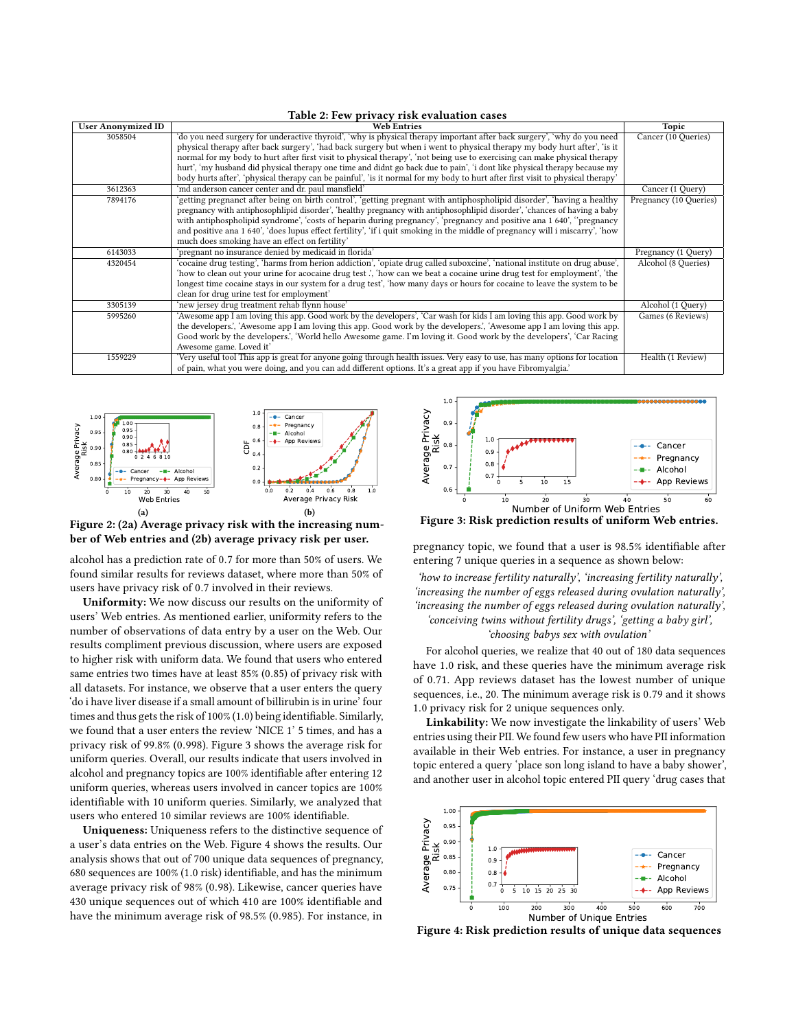Table 2: Few privacy risk evaluation cases

| User Anonymized ID | Web Entries | Topic |
|---|---|---|
| 3058504 | 'do you need surgery for underactive thyroid', 'why is physical therapy important after back surgery', 'why do you need physical therapy after back surgery', 'had back surgery but when i went to physical therapy my body hurt after', 'is it normal for my body to hurt after first visit to physical therapy', 'not being use to exercising can make physical therapy hurt', 'my husband did physical therapy one time and didnt go back due to pain', 'i dont like physical therapy because my body hurts after', 'physical therapy can be painful', 'is it normal for my body to hurt after first visit to physical therapy' | Cancer (10 Queries) |
| 3612363 | 'md anderson cancer center and dr. paul mansfield' | Cancer (1 Query) |
| 7894176 | 'getting pregnanct after being on birth control', 'getting pregnant with antiphospholipid disorder', 'having a healthy pregnancy with antiphosophlipid disorder', 'healthy pregnancy with antiphosophlipid disorder', 'chances of having a baby with antiphospholipid syndrome', 'costs of heparin during pregnancy', 'pregnancy and positive ana 1 640', ''pregnancy and positive ana 1 640', 'does lupus effect fertility', 'if i quit smoking in the middle of pregnancy will i miscarry', 'how much does smoking have an effect on fertility' | Pregnancy (10 Queries) |
| 6143033 | 'pregnant no insurance denied by medicaid in florida' | Pregnancy (1 Query) |
| 4320454 | 'cocaine drug testing', 'harms from herion addiction', 'opiate drug called suboxcine', 'national institute on drug abuse', 'how to clean out your urine for acocaine drug test .', 'how can we beat a cocaine urine drug test for employment', 'the longest time cocaine stays in our system for a drug test', 'how many days or hours for cocaine to leave the system to be clean for drug urine test for employment' | Alcohol (8 Queries) |
| 3305139 | 'new jersey drug treatment rehab flynn house' | Alcohol (1 Query) |
| 5995260 | 'Awesome app I am loving this app. Good work by the developers', 'Car wash for kids I am loving this app. Good work by the developers.', 'Awesome app I am loving this app. Good work by the developers.', 'Awesome app I am loving this app. Good work by the developers.', 'World hello Awesome game. I'm loving it. Good work by the developers', 'Car Racing Awesome game. Loved it' | Games (6 Reviews) |
| 1559229 | 'Very useful tool This app is great for anyone going through health issues. Very easy to use, has many options for location of pain, what you were doing, and you can add different options. It's a great app if you have Fibromyalgia.' | Health (1 Review) |

Figure 2: (2a) Average privacy risk with the increasing number of Web entries and (2b) average privacy risk per user.

alcohol has a prediction rate of 0.7 for more than 50% of users. We found similar results for reviews dataset, where more than 50% of users have privacy risk of 0.7 involved in their reviews.

**Uniformity:** We now discuss our results on the uniformity of users' Web entries. As mentioned earlier, uniformity refers to the number of observations of data entry by a user on the Web. Our results compliment previous discussion, where users are exposed to higher risk with uniform data. We found that users who entered same entries two times have at least 85% (0.85) of privacy risk with all datasets. For instance, we observe that a user enters the query 'do i have liver disease if a small amount of billirubin is in urine' four times and thus gets the risk of 100% (1.0) being identifiable. Similarly, we found that a user enters the review 'NICE 1' 5 times, and has a privacy risk of 99.8% (0.998). Figure 3 shows the average risk for uniform queries. Overall, our results indicate that users involved in alcohol and pregnancy topics are 100% identifiable after entering 12 uniform queries, whereas users involved in cancer topics are 100% identifiable with 10 uniform queries. Similarly, we analyzed that users who entered 10 similar reviews are 100% identifiable.

**Uniqueness:** Uniqueness refers to the distinctive sequence of a user's data entries on the Web. Figure 4 shows the results. Our analysis shows that out of 700 unique data sequences of pregnancy, 680 sequences are 100% (1.0 risk) identifiable, and has the minimum average privacy risk of 98% (0.98). Likewise, cancer queries have 430 unique sequences out of which 410 are 100% identifiable and have the minimum average risk of 98.5% (0.985). For instance, in

Figure 3: Risk prediction results of uniform Web entries.

pregnancy topic, we found that a user is 98.5% identifiable after entering 7 unique queries in a sequence as shown below:

*'how to increase fertility naturally', 'increasing fertility naturally', 'increasing the number of eggs released during ovulation naturally', 'increasing the number of eggs released during ovulation naturally', 'conceiving twins without fertility drugs', 'getting a baby girl', 'choosing babys sex with ovulation'*

For alcohol queries, we realize that 40 out of 180 data sequences have 1.0 risk, and these queries have the minimum average risk of 0.71. App reviews dataset has the lowest number of unique sequences, i.e., 20. The minimum average risk is 0.79 and it shows 1.0 privacy risk for 2 unique sequences only.

**Linkability:** We now investigate the linkability of users' Web entries using their PII. We found few users who have PII information available in their Web entries. For instance, a user in pregnancy topic entered a query 'place son long island to have a baby shower', and another user in alcohol topic entered PII query 'drug cases that

Figure 4: Risk prediction results of unique data sequences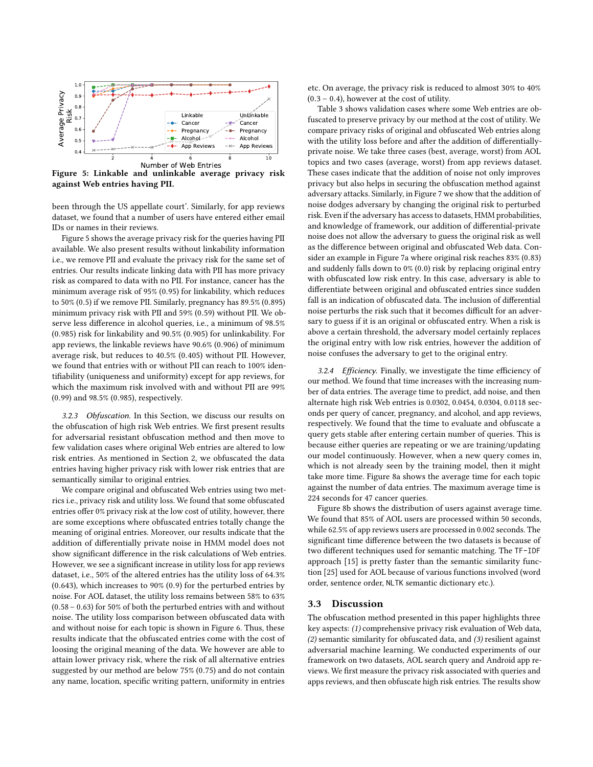Figure 5: Linkable and unlinkable average privacy risk against Web entries having PII.

been through the US appellate court'. Similarly, for app reviews dataset, we found that a number of users have entered either email IDs or names in their reviews.

Figure 5 shows the average privacy risk for the queries having PII available. We also present results without linkability information i.e., we remove PII and evaluate the privacy risk for the same set of entries. Our results indicate linking data with PII has more privacy risk as compared to data with no PII. For instance, cancer has the minimum average risk of 95% (0.95) for linkability, which reduces to 50% (0.5) if we remove PII. Similarly, pregnancy has 89.5% (0.895) minimum privacy risk with PII and 59% (0.59) without PII. We observe less difference in alcohol queries, i.e., a minimum of 98.5% (0.985) risk for linkability and 90.5% (0.905) for unlinkability. For app reviews, the linkable reviews have 90.6% (0.906) of minimum average risk, but reduces to 40.5% (0.405) without PII. However, we found that entries with or without PII can reach to 100% identifiability (uniqueness and uniformity) except for app reviews, for which the maximum risk involved with and without PII are 99% (0.99) and 98.5% (0.985), respectively.

*3.2.3 Obfuscation.* In this Section, we discuss our results on the obfuscation of high risk Web entries. We first present results for adversarial resistant obfuscation method and then move to few validation cases where original Web entries are altered to low risk entries. As mentioned in Section 2, we obfuscated the data entries having higher privacy risk with lower risk entries that are semantically similar to original entries.

We compare original and obfuscated Web entries using two metrics i.e., privacy risk and utility loss. We found that some obfuscated entries offer 0% privacy risk at the low cost of utility, however, there are some exceptions where obfuscated entries totally change the meaning of original entries. Moreover, our results indicate that the addition of differentially private noise in HMM model does not show significant difference in the risk calculations of Web entries. However, we see a significant increase in utility loss for app reviews dataset, i.e., 50% of the altered entries has the utility loss of 64.3% (0.643), which increases to 90% (0.9) for the perturbed entries by noise. For AOL dataset, the utility loss remains between 58% to 63% (0.58 – 0.63) for 50% of both the perturbed entries with and without noise. The utility loss comparison between obfuscated data with and without noise for each topic is shown in Figure 6. Thus, these results indicate that the obfuscated entries come with the cost of loosing the original meaning of the data. We however are able to attain lower privacy risk, where the risk of all alternative entries suggested by our method are below 75% (0.75) and do not contain any name, location, specific writing pattern, uniformity in entries etc. On average, the privacy risk is reduced to almost 30% to 40% (0.3 – 0.4), however at the cost of utility.

Table 3 shows validation cases where some Web entries are obfuscated to preserve privacy by our method at the cost of utility. We compare privacy risks of original and obfuscated Web entries along with the utility loss before and after the addition of differentially-private noise. We take three cases (best, average, worst) from AOL topics and two cases (average, worst) from app reviews dataset. These cases indicate that the addition of noise not only improves privacy but also helps in securing the obfuscation method against adversary attacks. Similarly, in Figure 7 we show that the addition of noise dodges adversary by changing the original risk to perturbed risk. Even if the adversary has access to datasets, HMM probabilities, and knowledge of framework, our addition of differential-private noise does not allow the adversary to guess the original risk as well as the difference between original and obfuscated Web data. Consider an example in Figure 7a where original risk reaches 83% (0.83) and suddenly falls down to 0% (0.0) risk by replacing original entry with obfuscated low risk entry. In this case, adversary is able to differentiate between original and obfuscated entries since sudden fall is an indication of obfuscated data. The inclusion of differential noise perturbs the risk such that it becomes difficult for an adversary to guess if it is an original or obfuscated entry. When a risk is above a certain threshold, the adversary certainly replaces the original entry with low risk entries, however the addition of noise confuses the adversary to get to the original entry.

*3.2.4 Efficiency.* Finally, we investigate the time efficiency of our method. We found that time increases with the increasing number of data entries. The average time to predict, add noise, and then alternate high risk Web entries is 0.0302, 0.0454, 0.0304, 0.0118 seconds per query of cancer, pregnancy, and alcohol, and app reviews, respectively. We found that the time to evaluate and obfuscate a query gets stable after entering certain number of queries. This is because either queries are repeating or we are training/updating our model continuously. However, when a new query comes in, which is not already seen by the training model, then it might take more time. Figure 8a shows the average time for each topic against the number of data entries. The maximum average time is 224 seconds for 47 cancer queries.

Figure 8b shows the distribution of users against average time. We found that 85% of AOL users are processed within 50 seconds, while 62.5% of app reviews users are processed in 0.002 seconds. The significant time difference between the two datasets is because of two different techniques used for semantic matching. The TF-IDF approach [15] is pretty faster than the semantic similarity function [25] used for AOL because of various functions involved (word order, sentence order, NLTK semantic dictionary etc.).

## 3.3 Discussion

The obfuscation method presented in this paper highlights three key aspects: *(1)* comprehensive privacy risk evaluation of Web data, *(2)* semantic similarity for obfuscated data, and *(3)* resilient against adversarial machine learning. We conducted experiments of our framework on two datasets, AOL search query and Android app reviews. We first measure the privacy risk associated with queries and apps reviews, and then obfuscate high risk entries. The results show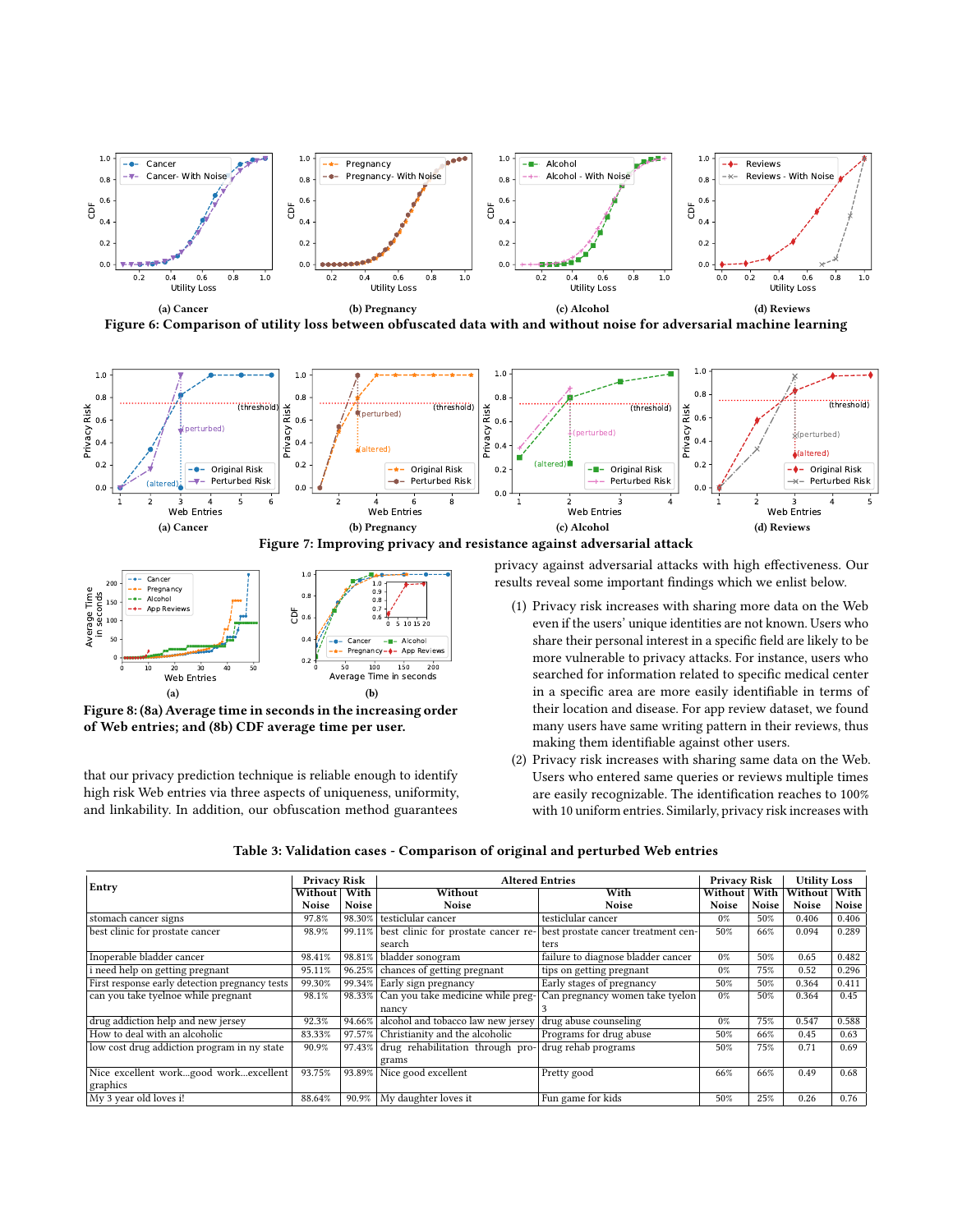(a) Cancer (b) Pregnancy (c) Alcohol (d) Reviews

**Figure 6: Comparison of utility loss between obfuscated data with and without noise for adversarial machine learning**

(a) Cancer (b) Pregnancy (c) Alcohol (d) Reviews

**Figure 7: Improving privacy and resistance against adversarial attack**

(a) (b)

**Figure 8: (8a) Average time in seconds in the increasing order of Web entries; and (8b) CDF average time per user.**

that our privacy prediction technique is reliable enough to identify high risk Web entries via three aspects of uniqueness, uniformity, and linkability. In addition, our obfuscation method guarantees privacy against adversarial attacks with high effectiveness. Our results reveal some important findings which we enlist below.

(1) Privacy risk increases with sharing more data on the Web even if the users' unique identities are not known. Users who share their personal interest in a specific field are likely to be more vulnerable to privacy attacks. For instance, users who searched for information related to specific medical center in a specific area are more easily identifiable in terms of their location and disease. For app review dataset, we found many users have same writing pattern in their reviews, thus making them identifiable against other users.
(2) Privacy risk increases with sharing same data on the Web. Users who entered same queries or reviews multiple times are easily recognizable. The identification reaches to 100% with 10 uniform entries. Similarly, privacy risk increases with

**Table 3: Validation cases - Comparison of original and perturbed Web entries**

| Entry | Privacy Risk | | Altered Entries | | Privacy Risk | | Utility Loss | |
|---|---|---|---|---|---|---|---|---|
| | Without Noise | With Noise | Without Noise | With Noise | Without Noise | With Noise | Without Noise | With Noise |
| stomach cancer signs | 97.8% | 98.30% | testicular cancer | testicular cancer | 0% | 50% | 0.406 | 0.406 |
| best clinic for prostate cancer | 98.9% | 99.11% | best clinic for prostate cancer research | best prostate cancer treatment centers | 50% | 66% | 0.094 | 0.289 |
| Inoperable bladder cancer | 98.41% | 98.81% | bladder sonogram | failure to diagnose bladder cancer | 0% | 50% | 0.65 | 0.482 |
| i need help on getting pregnant | 95.11% | 96.25% | chances of getting pregnant | tips on getting pregnant | 0% | 75% | 0.52 | 0.296 |
| First response early detection pregnancy tests | 99.30% | 99.34% | Early sign pregnancy | Early stages of pregnancy | 50% | 50% | 0.364 | 0.411 |
| can you take tyelnoe while pregnant | 98.1% | 98.33% | Can you take medicine while pregnancy | Can pregnancy women take tyelon 3 | 0% | 50% | 0.364 | 0.45 |
| drug addiction help and new jersey | 92.3% | 94.66% | alcohol and tobacco law new jersey | drug abuse counseling | 0% | 75% | 0.547 | 0.588 |
| How to deal with an alcoholic | 83.33% | 97.57% | Christianity and the alcoholic | Programs for drug abuse | 50% | 66% | 0.45 | 0.63 |
| low cost drug addiction program in ny state | 90.9% | 97.43% | drug rehabilitation through programs | drug rehab programs | 50% | 75% | 0.71 | 0.69 |
| Nice excellent work...good work...excellent graphics | 93.75% | 93.89% | Nice good excellent | Pretty good | 66% | 66% | 0.49 | 0.68 |
| My 3 year old loves i! | 88.64% | 90.9% | My daughter loves it | Fun game for kids | 50% | 25% | 0.26 | 0.76 |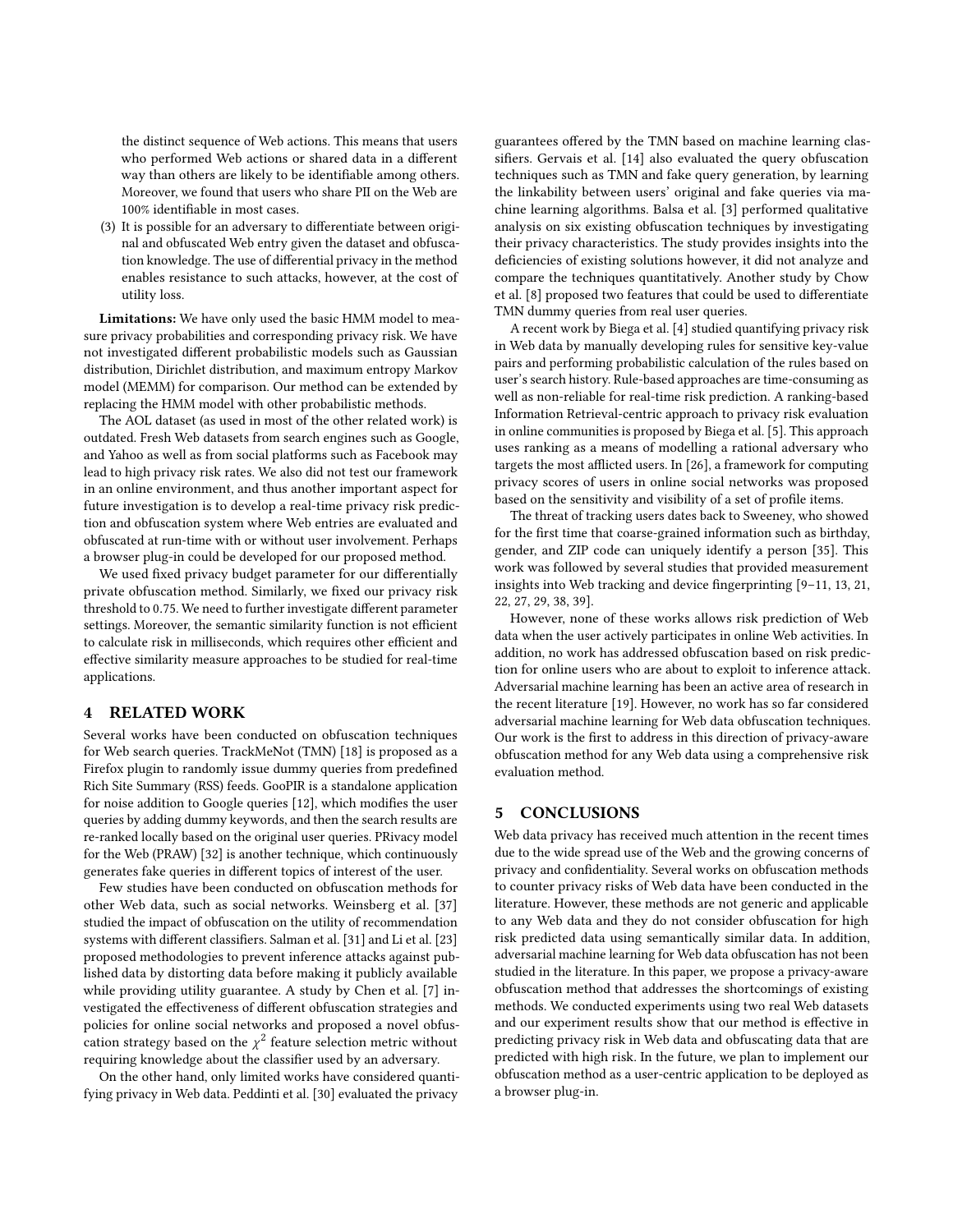the distinct sequence of Web actions. This means that users who performed Web actions or shared data in a different way than others are likely to be identifiable among others. Moreover, we found that users who share PII on the Web are 100% identifiable in most cases.

(3) It is possible for an adversary to differentiate between original and obfuscated Web entry given the dataset and obfuscation knowledge. The use of differential privacy in the method enables resistance to such attacks, however, at the cost of utility loss.

**Limitations:** We have only used the basic HMM model to measure privacy probabilities and corresponding privacy risk. We have not investigated different probabilistic models such as Gaussian distribution, Dirichlet distribution, and maximum entropy Markov model (MEMM) for comparison. Our method can be extended by replacing the HMM model with other probabilistic methods.

The AOL dataset (as used in most of the other related work) is outdated. Fresh Web datasets from search engines such as Google, and Yahoo as well as from social platforms such as Facebook may lead to high privacy risk rates. We also did not test our framework in an online environment, and thus another important aspect for future investigation is to develop a real-time privacy risk prediction and obfuscation system where Web entries are evaluated and obfuscated at run-time with or without user involvement. Perhaps a browser plug-in could be developed for our proposed method.

We used fixed privacy budget parameter for our differentially private obfuscation method. Similarly, we fixed our privacy risk threshold to 0.75. We need to further investigate different parameter settings. Moreover, the semantic similarity function is not efficient to calculate risk in milliseconds, which requires other efficient and effective similarity measure approaches to be studied for real-time applications.

## 4 RELATED WORK

Several works have been conducted on obfuscation techniques for Web search queries. TrackMeNot (TMN) [18] is proposed as a Firefox plugin to randomly issue dummy queries from predefined Rich Site Summary (RSS) feeds. GooPIR is a standalone application for noise addition to Google queries [12], which modifies the user queries by adding dummy keywords, and then the search results are re-ranked locally based on the original user queries. PRivacy model for the Web (PRAW) [32] is another technique, which continuously generates fake queries in different topics of interest of the user.

Few studies have been conducted on obfuscation methods for other Web data, such as social networks. Weinsberg et al. [37] studied the impact of obfuscation on the utility of recommendation systems with different classifiers. Salman et al. [31] and Li et al. [23] proposed methodologies to prevent inference attacks against published data by distorting data before making it publicly available while providing utility guarantee. A study by Chen et al. [7] investigated the effectiveness of different obfuscation strategies and policies for online social networks and proposed a novel obfuscation strategy based on the $\chi^2$ feature selection metric without requiring knowledge about the classifier used by an adversary.

On the other hand, only limited works have considered quantifying privacy in Web data. Peddinti et al. [30] evaluated the privacy guarantees offered by the TMN based on machine learning classifiers. Gervais et al. [14] also evaluated the query obfuscation techniques such as TMN and fake query generation, by learning the linkability between users' original and fake queries via machine learning algorithms. Balsa et al. [3] performed qualitative analysis on six existing obfuscation techniques by investigating their privacy characteristics. The study provides insights into the deficiencies of existing solutions however, it did not analyze and compare the techniques quantitatively. Another study by Chow et al. [8] proposed two features that could be used to differentiate TMN dummy queries from real user queries.

A recent work by Biega et al. [4] studied quantifying privacy risk in Web data by manually developing rules for sensitive key-value pairs and performing probabilistic calculation of the rules based on user's search history. Rule-based approaches are time-consuming as well as non-reliable for real-time risk prediction. A ranking-based Information Retrieval-centric approach to privacy risk evaluation in online communities is proposed by Biega et al. [5]. This approach uses ranking as a means of modelling a rational adversary who targets the most afflicted users. In [26], a framework for computing privacy scores of users in online social networks was proposed based on the sensitivity and visibility of a set of profile items.

The threat of tracking users dates back to Sweeney, who showed for the first time that coarse-grained information such as birthday, gender, and ZIP code can uniquely identify a person [35]. This work was followed by several studies that provided measurement insights into Web tracking and device fingerprinting [9–11, 13, 21, 22, 27, 29, 38, 39].

However, none of these works allows risk prediction of Web data when the user actively participates in online Web activities. In addition, no work has addressed obfuscation based on risk prediction for online users who are about to exploit to inference attack. Adversarial machine learning has been an active area of research in the recent literature [19]. However, no work has so far considered adversarial machine learning for Web data obfuscation techniques. Our work is the first to address in this direction of privacy-aware obfuscation method for any Web data using a comprehensive risk evaluation method.

## 5 CONCLUSIONS

Web data privacy has received much attention in the recent times due to the wide spread use of the Web and the growing concerns of privacy and confidentiality. Several works on obfuscation methods to counter privacy risks of Web data have been conducted in the literature. However, these methods are not generic and applicable to any Web data and they do not consider obfuscation for high risk predicted data using semantically similar data. In addition, adversarial machine learning for Web data obfuscation has not been studied in the literature. In this paper, we propose a privacy-aware obfuscation method that addresses the shortcomings of existing methods. We conducted experiments using two real Web datasets and our experiment results show that our method is effective in predicting privacy risk in Web data and obfuscating data that are predicted with high risk. In the future, we plan to implement our obfuscation method as a user-centric application to be deployed as a browser plug-in.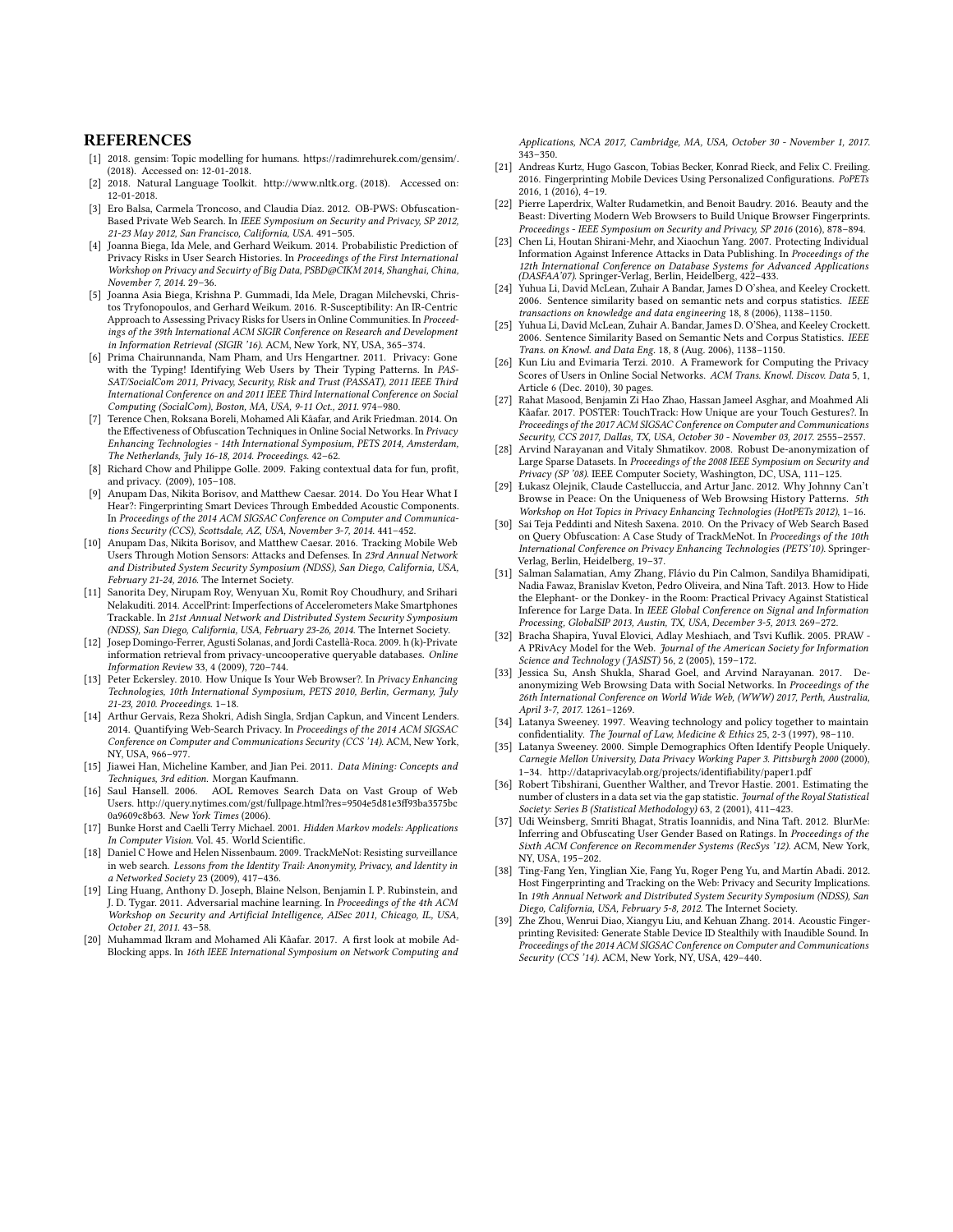## REFERENCES

[1] 2018. gensim: Topic modelling for humans. https://radimrehurek.com/gensim/. (2018). Accessed on: 12-01-2018.

[2] 2018. Natural Language Toolkit. http://www.nltk.org. (2018). Accessed on: 12-01-2018.

[3] Ero Balsa, Carmela Troncoso, and Claudia Díaz. 2012. OB-PWS: Obfuscation-Based Private Web Search. In *IEEE Symposium on Security and Privacy, SP 2012, 21-23 May 2012, San Francisco, California, USA.* 491–505.

[4] Joanna Biega, Ida Mele, and Gerhard Weikum. 2014. Probabilistic Prediction of Privacy Risks in User Search Histories. In *Proceedings of the First International Workshop on Privacy and Secuirty of Big Data, PSBD@CIKM 2014, Shanghai, China, November 7, 2014.* 29–36.

[5] Joanna Asia Biega, Krishna P. Gummadi, Ida Mele, Dragan Milchevski, Christos Tryfonopoulos, and Gerhard Weikum. 2016. R-Susceptibility: An IR-Centric Approach to Assessing Privacy Risks for Users in Online Communities. In *Proceedings of the 39th International ACM SIGIR Conference on Research and Development in Information Retrieval (SIGIR '16)*. ACM, New York, NY, USA, 365–374.

[6] Prima Chairunnanda, Nam Pham, and Urs Hengartner. 2011. Privacy: Gone with the Typing! Identifying Web Users by Their Typing Patterns. In *PASSAT/SocialCom 2011, Privacy, Security, Risk and Trust (PASSAT), 2011 IEEE Third International Conference on and 2011 IEEE Third International Conference on Social Computing (SocialCom), Boston, MA, USA, 9-11 Oct., 2011.* 974–980.

[7] Terence Chen, Roksana Boreli, Mohamed Ali Kâafar, and Arik Friedman. 2014. On the Effectiveness of Obfuscation Techniques in Online Social Networks. In *Privacy Enhancing Technologies - 14th International Symposium, PETS 2014, Amsterdam, The Netherlands, July 16-18, 2014. Proceedings.* 42–62.

[8] Richard Chow and Philippe Golle. 2009. Faking contextual data for fun, profit, and privacy. (2009), 105–108.

[9] Anupam Das, Nikita Borisov, and Matthew Caesar. 2014. Do You Hear What I Hear?: Fingerprinting Smart Devices Through Embedded Acoustic Components. In *Proceedings of the 2014 ACM SIGSAC Conference on Computer and Communications Security (CCS), Scottsdale, AZ, USA, November 3-7, 2014.* 441–452.

[10] Anupam Das, Nikita Borisov, and Matthew Caesar. 2016. Tracking Mobile Web Users Through Motion Sensors: Attacks and Defenses. In *23rd Annual Network and Distributed System Security Symposium (NDSS), San Diego, California, USA, February 21-24, 2016.* The Internet Society.

[11] Sanorita Dey, Nirupam Roy, Wenyuan Xu, Romit Roy Choudhury, and Srihari Nelakuditi. 2014. AccelPrint: Imperfections of Accelerometers Make Smartphones Trackable. In *21st Annual Network and Distributed System Security Symposium (NDSS), San Diego, California, USA, February 23-26, 2014.* The Internet Society.

[12] Josep Domingo-Ferrer, Agusti Solanas, and Jordi Castellà-Roca. 2009. h (k)-Private information retrieval from privacy-uncooperative queryable databases. *Online Information Review* 33, 4 (2009), 720–744.

[13] Peter Eckersley. 2010. How Unique Is Your Web Browser?. In *Privacy Enhancing Technologies, 10th International Symposium, PETS 2010, Berlin, Germany, July 21-23, 2010. Proceedings.* 1–18.

[14] Arthur Gervais, Reza Shokri, Adish Singla, Srdjan Capkun, and Vincent Lenders. 2014. Quantifying Web-Search Privacy. In *Proceedings of the 2014 ACM SIGSAC Conference on Computer and Communications Security (CCS '14)*. ACM, New York, NY, USA, 966–977.

[15] Jiawei Han, Micheline Kamber, and Jian Pei. 2011. *Data Mining: Concepts and Techniques, 3rd edition.* Morgan Kaufmann.

[16] Saul Hansell. 2006. AOL Removes Search Data on Vast Group of Web Users. http://query.nytimes.com/gst/fullpage.html?res=9504e5d81e3ff93ba3575bc0a9609c8b63. *New York Times* (2006).

[17] Bunke Horst and Caelli Terry Michael. 2001. *Hidden Markov models: Applications In Computer Vision.* Vol. 45. World Scientific.

[18] Daniel C Howe and Helen Nissenbaum. 2009. TrackMeNot: Resisting surveillance in web search. *Lessons from the Identity Trail: Anonymity, Privacy, and Identity in a Networked Society* 23 (2009), 417–436.

[19] Ling Huang, Anthony D. Joseph, Blaine Nelson, Benjamin I. P. Rubinstein, and J. D. Tygar. 2011. Adversarial machine learning. In *Proceedings of the 4th ACM Workshop on Security and Artificial Intelligence, AISec 2011, Chicago, IL, USA, October 21, 2011.* 43–58.

[20] Muhammad Ikram and Mohamed Ali Kâafar. 2017. A first look at mobile Ad-Blocking apps. In *16th IEEE International Symposium on Network Computing and Applications, NCA 2017, Cambridge, MA, USA, October 30 - November 1, 2017.* 343–350.

[21] Andreas Kurtz, Hugo Gascon, Tobias Becker, Konrad Rieck, and Felix C. Freiling. 2016. Fingerprinting Mobile Devices Using Personalized Configurations. *PoPETs* 2016, 1 (2016), 4–19.

[22] Pierre Laperdrix, Walter Rudametkin, and Benoit Baudry. 2016. Beauty and the Beast: Diverting Modern Web Browsers to Build Unique Browser Fingerprints. *Proceedings - IEEE Symposium on Security and Privacy, SP 2016* (2016), 878–894.

[23] Chen Li, Houtan Shirani-Mehr, and Xiaochun Yang. 2007. Protecting Individual Information Against Inference Attacks in Data Publishing. In *Proceedings of the 12th International Conference on Database Systems for Advanced Applications (DASFAA'07)*. Springer-Verlag, Berlin, Heidelberg, 422–433.

[24] Yuhua Li, David McLean, Zuhair A Bandar, James D O'shea, and Keeley Crockett. 2006. Sentence similarity based on semantic nets and corpus statistics. *IEEE transactions on knowledge and data engineering* 18, 8 (2006), 1138–1150.

[25] Yuhua Li, David McLean, Zuhair A. Bandar, James D. O'Shea, and Keeley Crockett. 2006. Sentence Similarity Based on Semantic Nets and Corpus Statistics. *IEEE Trans. on Knowl. and Data Eng.* 18, 8 (Aug. 2006), 1138–1150.

[26] Kun Liu and Evimaria Terzi. 2010. A Framework for Computing the Privacy Scores of Users in Online Social Networks. *ACM Trans. Knowl. Discov. Data* 5, 1, Article 6 (Dec. 2010), 30 pages.

[27] Rahat Masood, Benjamin Zi Hao Zhao, Hassan Jameel Asghar, and Moahmed Ali Kâafar. 2017. POSTER: TouchTrack: How Unique are your Touch Gestures?. In *Proceedings of the 2017 ACM SIGSAC Conference on Computer and Communications Security, CCS 2017, Dallas, TX, USA, October 30 - November 03, 2017.* 2555–2557.

[28] Arvind Narayanan and Vitaly Shmatikov. 2008. Robust De-anonymization of Large Sparse Datasets. In *Proceedings of the 2008 IEEE Symposium on Security and Privacy (SP '08)*. IEEE Computer Society, Washington, DC, USA, 111–125.

[29] Łukasz Olejnik, Claude Castelluccia, and Artur Janc. 2012. Why Johnny Can't Browse in Peace: On the Uniqueness of Web Browsing History Patterns. *5th Workshop on Hot Topics in Privacy Enhancing Technologies (HotPETs 2012)*, 1–16.

[30] Sai Teja Peddinti and Nitesh Saxena. 2010. On the Privacy of Web Search Based on Query Obfuscation: A Case Study of TrackMeNot. In *Proceedings of the 10th International Conference on Privacy Enhancing Technologies (PETS'10)*. Springer-Verlag, Berlin, Heidelberg, 19–37.

[31] Salman Salamatian, Amy Zhang, Flávio du Pin Calmon, Sandilya Bhamidipati, Nadia Fawaz, Branislav Kveton, Pedro Oliveira, and Nina Taft. 2013. How to Hide the Elephant- or the Donkey- in the Room: Practical Privacy Against Statistical Inference for Large Data. In *IEEE Global Conference on Signal and Information Processing, GlobalSIP 2013, Austin, TX, USA, December 3-5, 2013.* 269–272.

[32] Bracha Shapira, Yuval Elovici, Adlay Meshiach, and Tsvi Kuflik. 2005. PRAW - A PRivAcy Model for the Web. *Journal of the American Society for Information Science and Technology (JASIST)* 56, 2 (2005), 159–172.

[33] Jessica Su, Ansh Shukla, Sharad Goel, and Arvind Narayanan. 2017. De-anonymizing Web Browsing Data with Social Networks. In *Proceedings of the 26th International Conference on World Wide Web, (WWW) 2017, Perth, Australia, April 3-7, 2017.* 1261–1269.

[34] Latanya Sweeney. 1997. Weaving technology and policy together to maintain confidentiality. *The Journal of Law, Medicine & Ethics* 25, 2-3 (1997), 98–110.

[35] Latanya Sweeney. 2000. Simple Demographics Often Identify People Uniquely. *Carnegie Mellon University, Data Privacy Working Paper 3. Pittsburgh 2000* (2000), 1–34. http://dataprivacylab.org/projects/identifiability/paper1.pdf

[36] Robert Tibshirani, Guenther Walther, and Trevor Hastie. 2001. Estimating the number of clusters in a data set via the gap statistic. *Journal of the Royal Statistical Society: Series B (Statistical Methodology)* 63, 2 (2001), 411–423.

[37] Udi Weinsberg, Smriti Bhagat, Stratis Ioannidis, and Nina Taft. 2012. BlurMe: Inferring and Obfuscating User Gender Based on Ratings. In *Proceedings of the Sixth ACM Conference on Recommender Systems (RecSys '12)*. ACM, New York, NY, USA, 195–202.

[38] Ting-Fang Yen, Yinglian Xie, Fang Yu, Roger Peng Yu, and Martín Abadi. 2012. Host Fingerprinting and Tracking on the Web: Privacy and Security Implications. In *19th Annual Network and Distributed System Security Symposium (NDSS), San Diego, California, USA, February 5-8, 2012.* The Internet Society.

[39] Zhe Zhou, Wenrui Diao, Xiangyu Liu, and Kehuan Zhang. 2014. Acoustic Fingerprinting Revisited: Generate Stable Device ID Stealthily with Inaudible Sound. In *Proceedings of the 2014 ACM SIGSAC Conference on Computer and Communications Security (CCS '14)*. ACM, New York, NY, USA, 429–440.